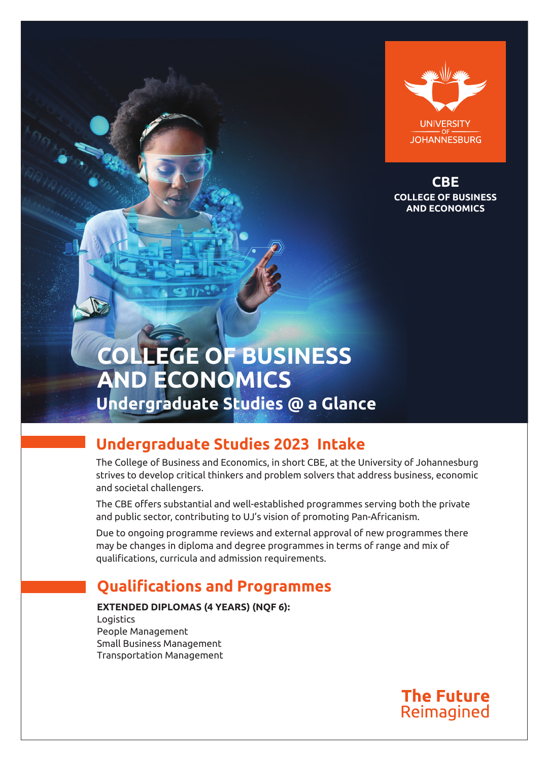UNIVERSITY OF JOHANNESBURG

**CBE**
**COLLEGE OF BUSINESS AND ECONOMICS**

# COLLEGE OF BUSINESS AND ECONOMICS

**Undergraduate Studies @ a Glance**

## Undergraduate Studies 2023 Intake

The College of Business and Economics, in short CBE, at the University of Johannesburg strives to develop critical thinkers and problem solvers that address business, economic and societal challengers.

The CBE offers substantial and well-established programmes serving both the private and public sector, contributing to UJ's vision of promoting Pan-Africanism.

Due to ongoing programme reviews and external approval of new programmes there may be changes in diploma and degree programmes in terms of range and mix of qualifications, curricula and admission requirements.

## Qualifications and Programmes

**EXTENDED DIPLOMAS (4 YEARS) (NQF 6):**

Logistics
People Management
Small Business Management
Transportation Management

**The Future**
Reimagined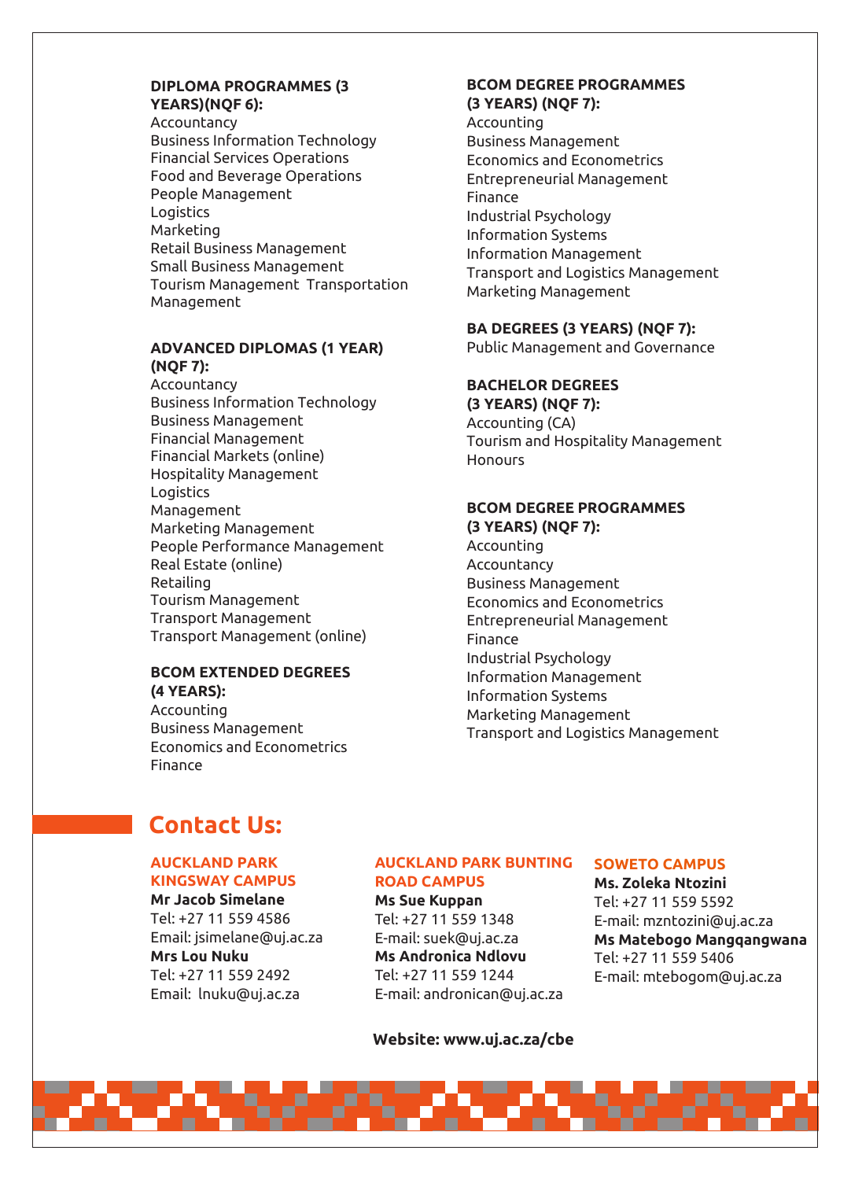**DIPLOMA PROGRAMMES (3 YEARS)(NQF 6):**

Accountancy
Business Information Technology
Financial Services Operations
Food and Beverage Operations
People Management
Logistics
Marketing
Retail Business Management
Small Business Management
Tourism Management Transportation Management

**ADVANCED DIPLOMAS (1 YEAR) (NQF 7):**

Accountancy
Business Information Technology
Business Management
Financial Management
Financial Markets (online)
Hospitality Management
Logistics
Management
Marketing Management
People Performance Management
Real Estate (online)
Retailing
Tourism Management
Transport Management
Transport Management (online)

**BCOM EXTENDED DEGREES (4 YEARS):**

Accounting
Business Management
Economics and Econometrics
Finance

**BCOM DEGREE PROGRAMMES (3 YEARS) (NQF 7):**

Accounting
Business Management
Economics and Econometrics
Entrepreneurial Management
Finance
Industrial Psychology
Information Systems
Information Management
Transport and Logistics Management
Marketing Management

**BA DEGREES (3 YEARS) (NQF 7):**

Public Management and Governance

**BACHELOR DEGREES (3 YEARS) (NQF 7):**

Accounting (CA)
Tourism and Hospitality Management
Honours

**BCOM DEGREE PROGRAMMES (3 YEARS) (NQF 7):**

Accounting
Accountancy
Business Management
Economics and Econometrics
Entrepreneurial Management
Finance
Industrial Psychology
Information Management
Information Systems
Marketing Management
Transport and Logistics Management

## Contact Us:

**AUCKLAND PARK KINGSWAY CAMPUS**

**Mr Jacob Simelane**
Tel: +27 11 559 4586
Email: jsimelane@uj.ac.za

**Mrs Lou Nuku**
Tel: +27 11 559 2492
Email: lnuku@uj.ac.za

**AUCKLAND PARK BUNTING ROAD CAMPUS**

**Ms Sue Kuppan**
Tel: +27 11 559 1348
E-mail: suek@uj.ac.za

**Ms Andronica Ndlovu**
Tel: +27 11 559 1244
E-mail: andronican@uj.ac.za

**SOWETO CAMPUS**

**Ms. Zoleka Ntozini**
Tel: +27 11 559 5592
E-mail: mzntozini@uj.ac.za

**Ms Matebogo Mangqangwana**
Tel: +27 11 559 5406
E-mail: mtebogom@uj.ac.za

**Website: www.uj.ac.za/cbe**